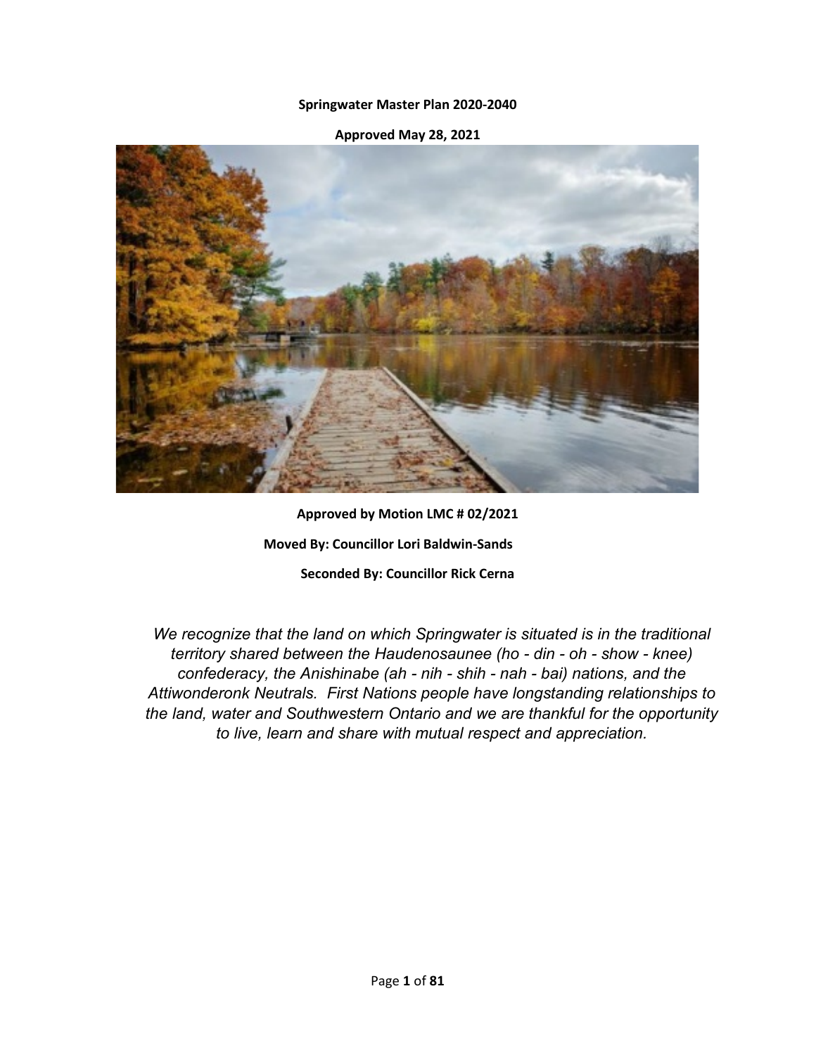**Springwater Master Plan 2020-2040**

**Approved May 28, 2021**

**Approved by Motion LMC # 02/2021**

**Moved By: Councillor Lori Baldwin-Sands**

**Seconded By: Councillor Rick Cerna**

*We recognize that the land on which Springwater is situated is in the traditional territory shared between the Haudenosaunee (ho - din - oh - show - knee) confederacy, the Anishinabe (ah - nih - shih - nah - bai) nations, and the Attiwonderonk Neutrals. First Nations people have longstanding relationships to the land, water and Southwestern Ontario and we are thankful for the opportunity to live, learn and share with mutual respect and appreciation.*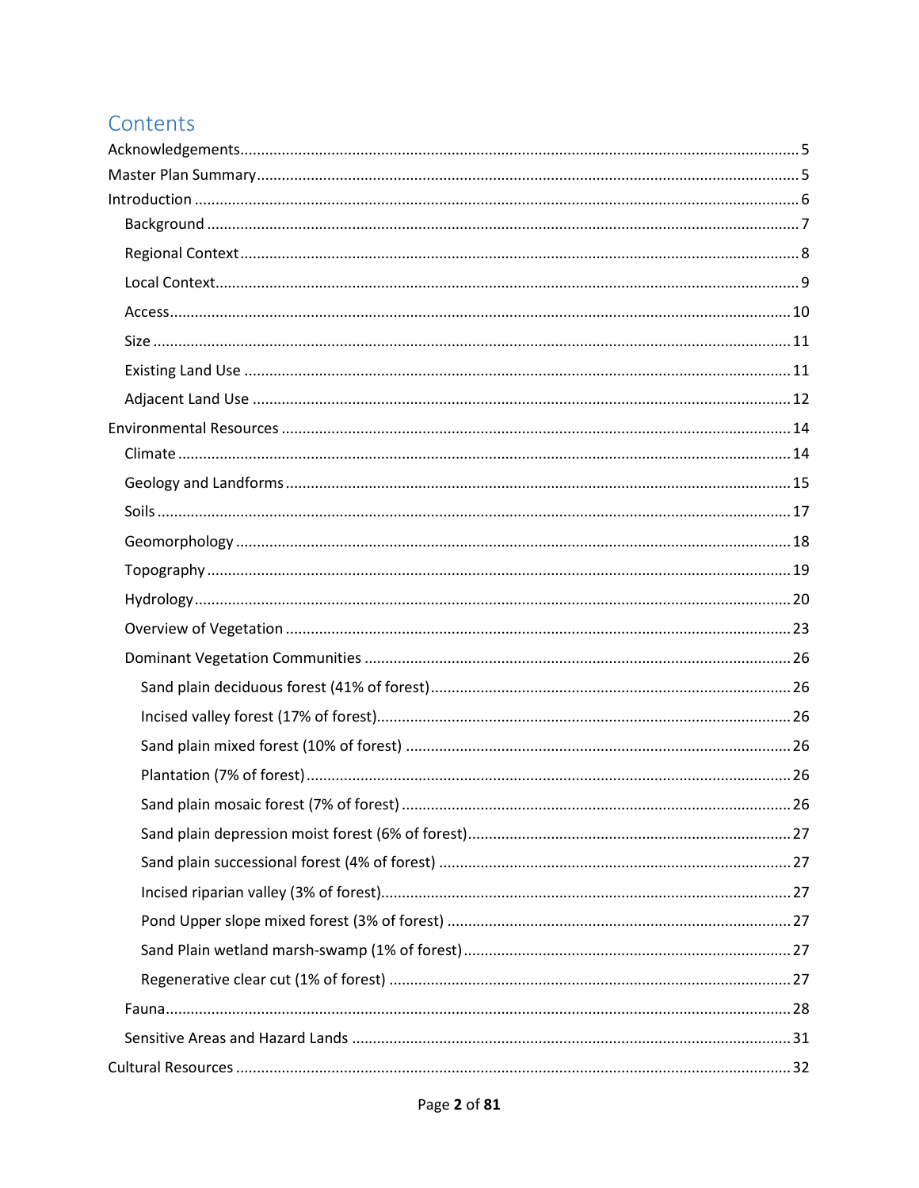# Contents

- Acknowledgements .......... 5
- Master Plan Summary .......... 5
- Introduction .......... 6
  - Background .......... 7
  - Regional Context .......... 8
  - Local Context .......... 9
  - Access .......... 10
  - Size .......... 11
  - Existing Land Use .......... 11
  - Adjacent Land Use .......... 12
- Environmental Resources .......... 14
  - Climate .......... 14
  - Geology and Landforms .......... 15
  - Soils .......... 17
  - Geomorphology .......... 18
  - Topography .......... 19
  - Hydrology .......... 20
  - Overview of Vegetation .......... 23
  - Dominant Vegetation Communities .......... 26
    - Sand plain deciduous forest (41% of forest) .......... 26
    - Incised valley forest (17% of forest) .......... 26
    - Sand plain mixed forest (10% of forest) .......... 26
    - Plantation (7% of forest) .......... 26
    - Sand plain mosaic forest (7% of forest) .......... 26
    - Sand plain depression moist forest (6% of forest) .......... 27
    - Sand plain successional forest (4% of forest) .......... 27
    - Incised riparian valley (3% of forest) .......... 27
    - Pond Upper slope mixed forest (3% of forest) .......... 27
    - Sand Plain wetland marsh-swamp (1% of forest) .......... 27
    - Regenerative clear cut (1% of forest) .......... 27
  - Fauna .......... 28
  - Sensitive Areas and Hazard Lands .......... 31
- Cultural Resources .......... 32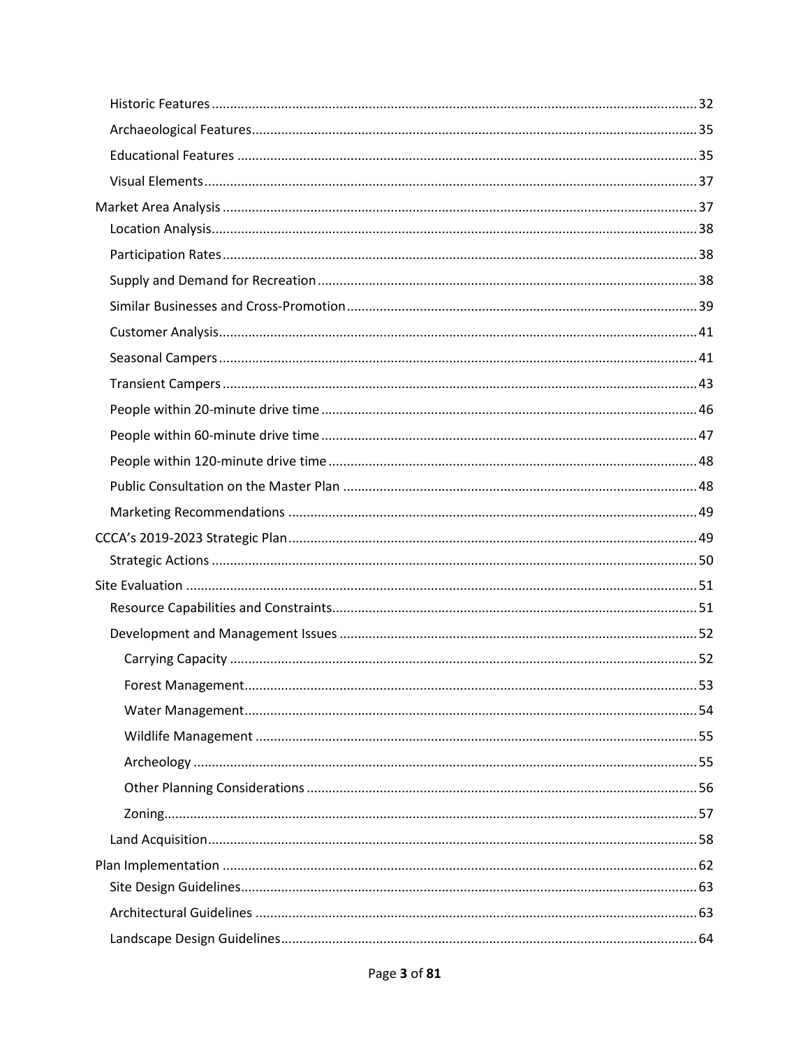- Historic Features ... 32
- Archaeological Features ... 35
- Educational Features ... 35
- Visual Elements ... 37

Market Area Analysis ... 37

- Location Analysis ... 38
- Participation Rates ... 38
- Supply and Demand for Recreation ... 38
- Similar Businesses and Cross-Promotion ... 39
- Customer Analysis ... 41
- Seasonal Campers ... 41
- Transient Campers ... 43
- People within 20-minute drive time ... 46
- People within 60-minute drive time ... 47
- People within 120-minute drive time ... 48
- Public Consultation on the Master Plan ... 48
- Marketing Recommendations ... 49

CCCA's 2019-2023 Strategic Plan ... 49

- Strategic Actions ... 50

Site Evaluation ... 51

- Resource Capabilities and Constraints ... 51
- Development and Management Issues ... 52
  - Carrying Capacity ... 52
  - Forest Management ... 53
  - Water Management ... 54
  - Wildlife Management ... 55
  - Archeology ... 55
  - Other Planning Considerations ... 56
  - Zoning ... 57
- Land Acquisition ... 58

Plan Implementation ... 62

- Site Design Guidelines ... 63
- Architectural Guidelines ... 63
- Landscape Design Guidelines ... 64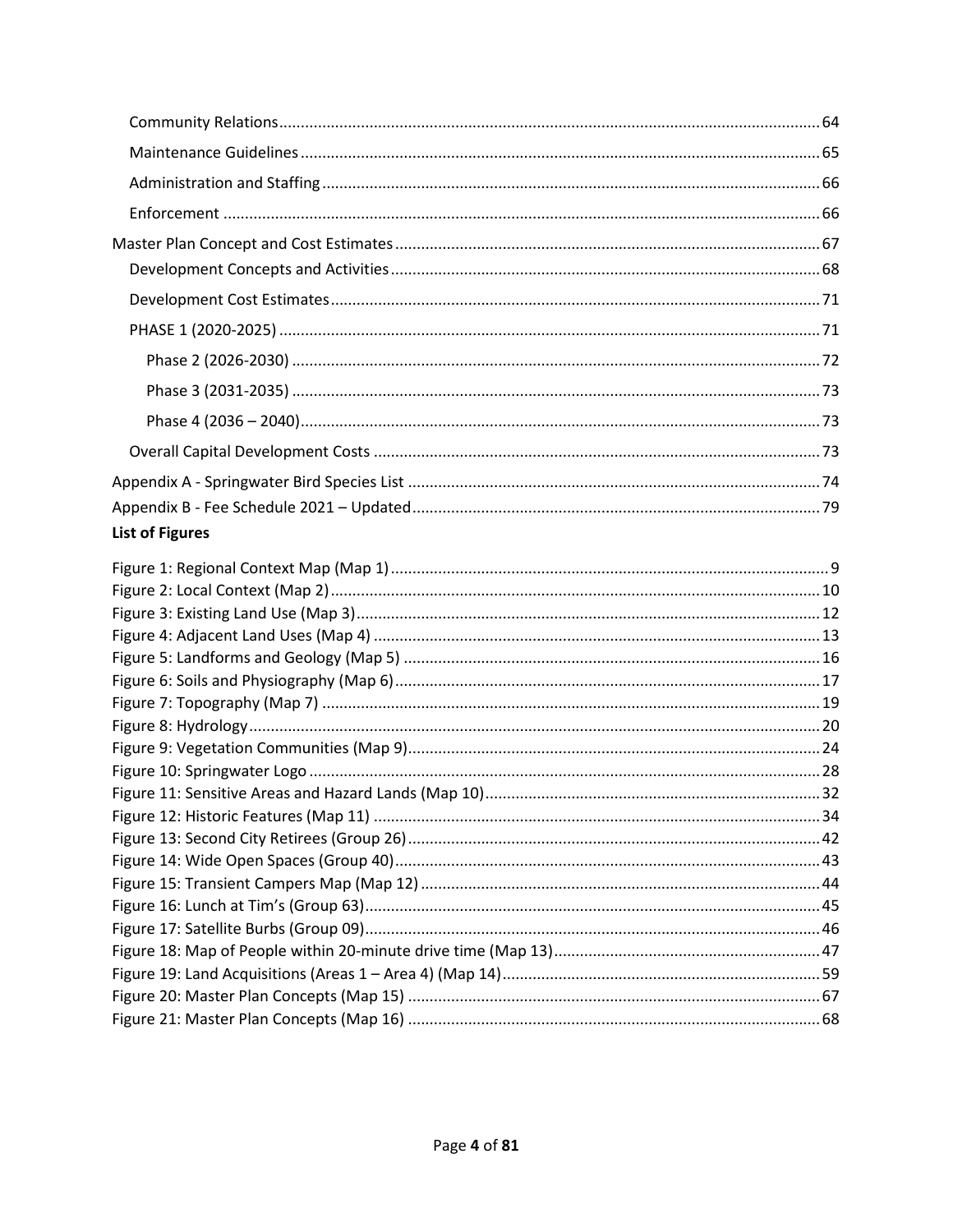Community Relations ... 64

Maintenance Guidelines ... 65

Administration and Staffing ... 66

Enforcement ... 66

Master Plan Concept and Cost Estimates ... 67

Development Concepts and Activities ... 68

Development Cost Estimates ... 71

PHASE 1 (2020-2025) ... 71

Phase 2 (2026-2030) ... 72

Phase 3 (2031-2035) ... 73

Phase 4 (2036 – 2040) ... 73

Overall Capital Development Costs ... 73

Appendix A - Springwater Bird Species List ... 74

Appendix B - Fee Schedule 2021 – Updated ... 79

**List of Figures**

Figure 1: Regional Context Map (Map 1) ... 9
Figure 2: Local Context (Map 2) ... 10
Figure 3: Existing Land Use (Map 3) ... 12
Figure 4: Adjacent Land Uses (Map 4) ... 13
Figure 5: Landforms and Geology (Map 5) ... 16
Figure 6: Soils and Physiography (Map 6) ... 17
Figure 7: Topography (Map 7) ... 19
Figure 8: Hydrology ... 20
Figure 9: Vegetation Communities (Map 9) ... 24
Figure 10: Springwater Logo ... 28
Figure 11: Sensitive Areas and Hazard Lands (Map 10) ... 32
Figure 12: Historic Features (Map 11) ... 34
Figure 13: Second City Retirees (Group 26) ... 42
Figure 14: Wide Open Spaces (Group 40) ... 43
Figure 15: Transient Campers Map (Map 12) ... 44
Figure 16: Lunch at Tim's (Group 63) ... 45
Figure 17: Satellite Burbs (Group 09) ... 46
Figure 18: Map of People within 20-minute drive time (Map 13) ... 47
Figure 19: Land Acquisitions (Areas 1 – Area 4) (Map 14) ... 59
Figure 20: Master Plan Concepts (Map 15) ... 67
Figure 21: Master Plan Concepts (Map 16) ... 68